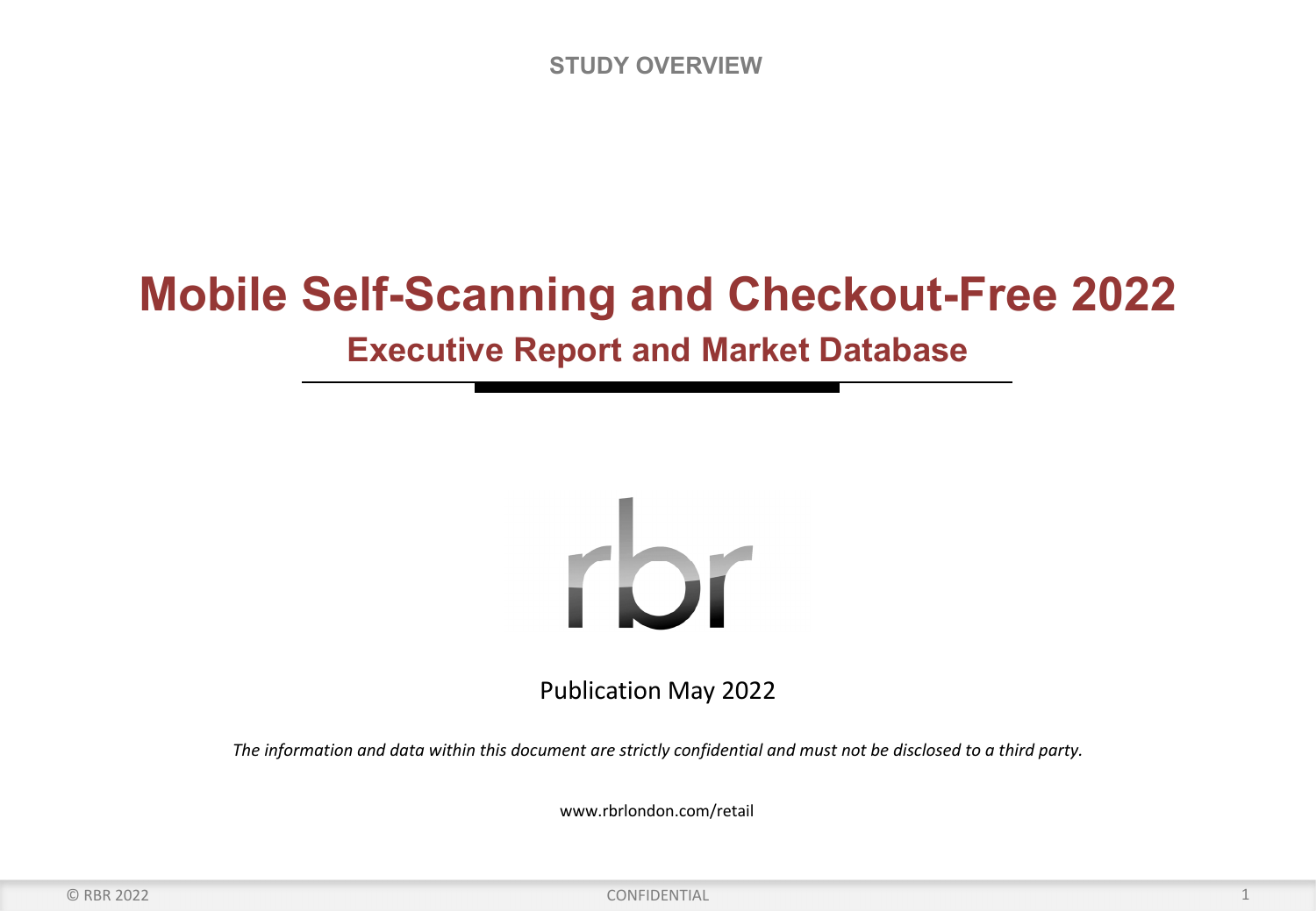STUDY OVERVIEW

# Mobile Self-Scanning and Checkout-Free 2022

## Executive Report and Market Database

rbr

Publication May 2022

*The information and data within this document are strictly confidential and must not be disclosed to a third party.*

www.rbrlondon.com/retail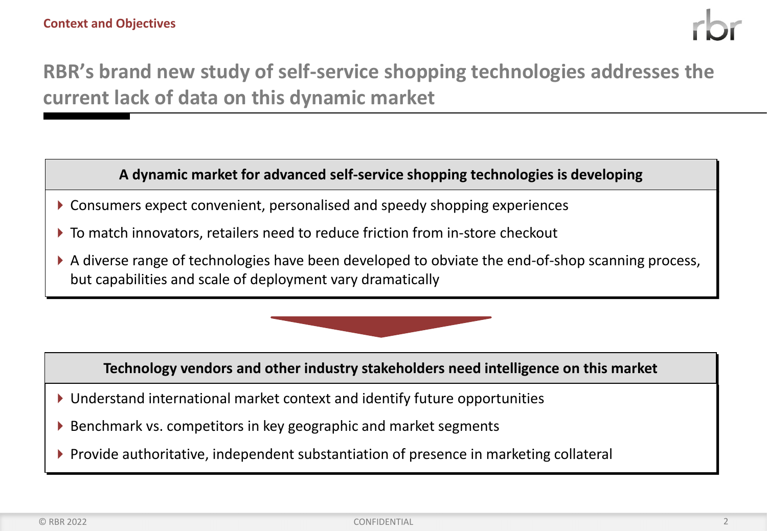Context and Objectives

# RBR's brand new study of self-service shopping technologies addresses the current lack of data on this dynamic market

### A dynamic market for advanced self-service shopping technologies is developing

- Consumers expect convenient, personalised and speedy shopping experiences
- To match innovators, retailers need to reduce friction from in-store checkout
- A diverse range of technologies have been developed to obviate the end-of-shop scanning process, but capabilities and scale of deployment vary dramatically

### Technology vendors and other industry stakeholders need intelligence on this market

- Understand international market context and identify future opportunities
- Benchmark vs. competitors in key geographic and market segments
- Provide authoritative, independent substantiation of presence in marketing collateral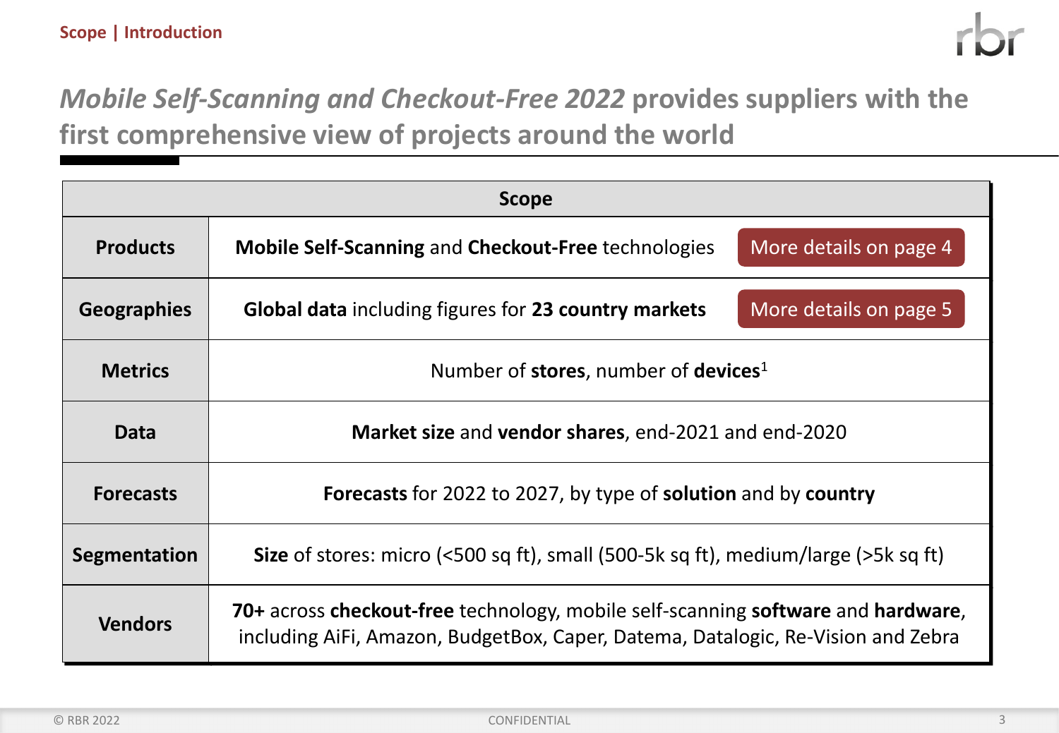Scope | Introduction

# *Mobile Self-Scanning and Checkout-Free 2022* provides suppliers with the first comprehensive view of projects around the world

| Scope | |
|---|---|
| **Products** | **Mobile Self-Scanning** and **Checkout-Free** technologies — More details on page 4 |
| **Geographies** | **Global data** including figures for **23 country markets** — More details on page 5 |
| **Metrics** | Number of **stores**, number of **devices**[1] |
| **Data** | **Market size** and **vendor shares**, end-2021 and end-2020 |
| **Forecasts** | **Forecasts** for 2022 to 2027, by type of **solution** and by **country** |
| **Segmentation** | **Size** of stores: micro (<500 sq ft), small (500-5k sq ft), medium/large (>5k sq ft) |
| **Vendors** | **70+** across **checkout-free** technology, mobile self-scanning **software** and **hardware**, including AiFi, Amazon, BudgetBox, Caper, Datema, Datalogic, Re-Vision and Zebra |

© RBR 2022 CONFIDENTIAL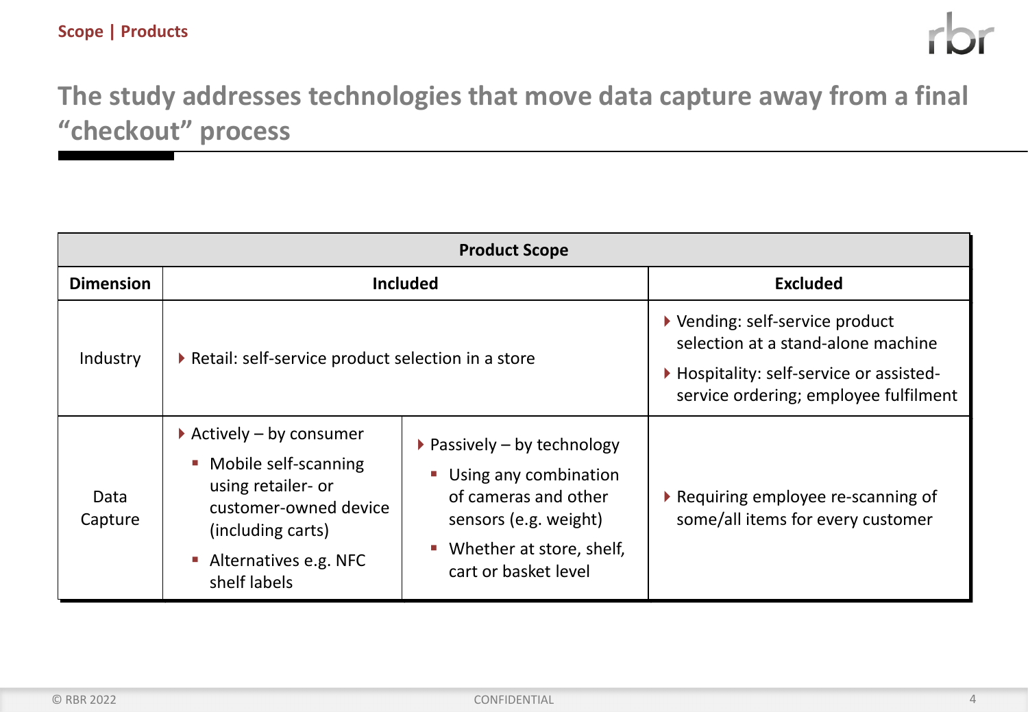Scope | Products

# The study addresses technologies that move data capture away from a final "checkout" process

| Product Scope | | | |
|---|---|---|---|
| **Dimension** | **Included** | | **Excluded** |
| Industry | ▸ Retail: self-service product selection in a store | | ▸ Vending: self-service product selection at a stand-alone machine<br>▸ Hospitality: self-service or assisted-service ordering; employee fulfilment |
| Data Capture | ▸ Actively – by consumer<br>▪ Mobile self-scanning using retailer- or customer-owned device (including carts)<br>▪ Alternatives e.g. NFC shelf labels | ▸ Passively – by technology<br>▪ Using any combination of cameras and other sensors (e.g. weight)<br>▪ Whether at store, shelf, cart or basket level | ▸ Requiring employee re-scanning of some/all items for every customer |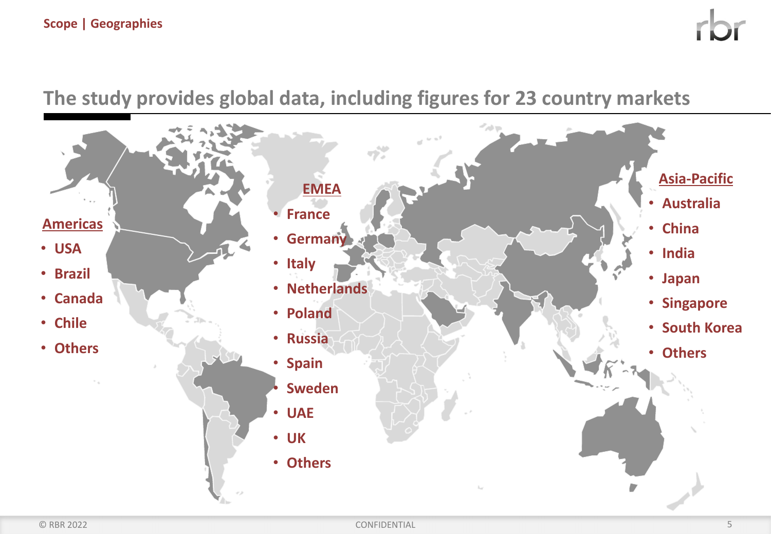Scope | Geographies

## The study provides global data, including figures for 23 country markets

**Americas**

- USA
- Brazil
- Canada
- Chile
- Others

**EMEA**

- France
- Germany
- Italy
- Netherlands
- Poland
- Russia
- Spain
- Sweden
- UAE
- UK
- Others

**Asia-Pacific**

- Australia
- China
- India
- Japan
- Singapore
- South Korea
- Others

© RBR 2022 CONFIDENTIAL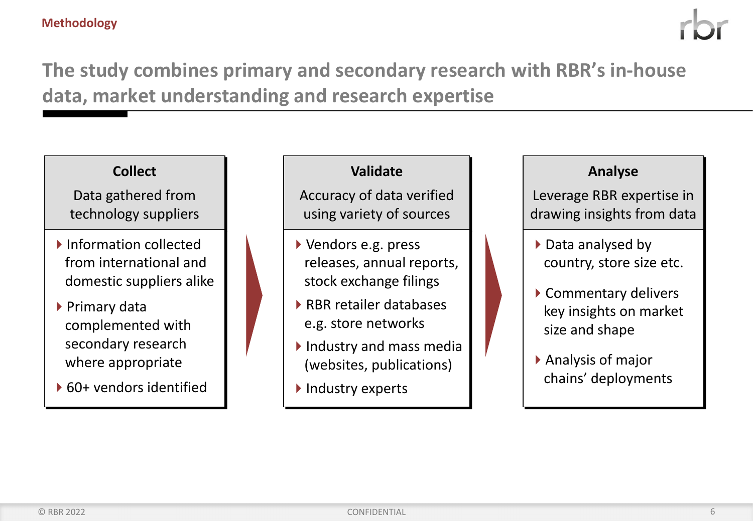Methodology

# The study combines primary and secondary research with RBR's in-house data, market understanding and research expertise

### Collect

Data gathered from technology suppliers

- Information collected from international and domestic suppliers alike
- Primary data complemented with secondary research where appropriate
- 60+ vendors identified

### Validate

Accuracy of data verified using variety of sources

- Vendors e.g. press releases, annual reports, stock exchange filings
- RBR retailer databases e.g. store networks
- Industry and mass media (websites, publications)
- Industry experts

### Analyse

Leverage RBR expertise in drawing insights from data

- Data analysed by country, store size etc.
- Commentary delivers key insights on market size and shape
- Analysis of major chains' deployments

© RBR 2022 CONFIDENTIAL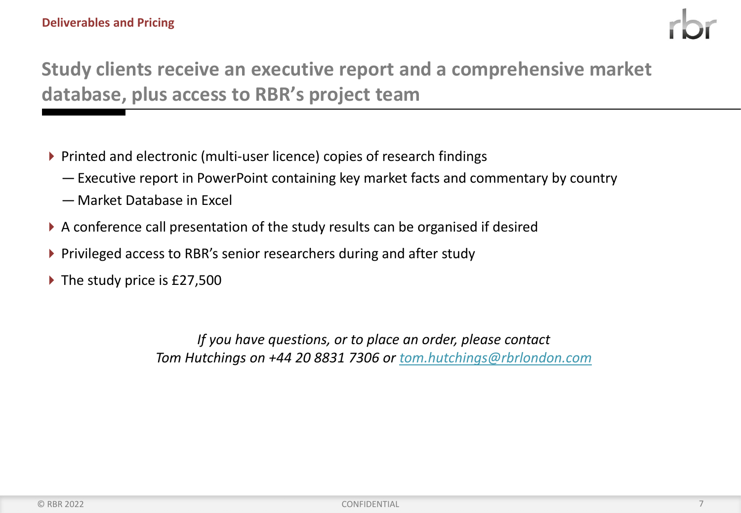Deliverables and Pricing

## Study clients receive an executive report and a comprehensive market database, plus access to RBR's project team

- Printed and electronic (multi-user licence) copies of research findings
  - Executive report in PowerPoint containing key market facts and commentary by country
  - Market Database in Excel
- A conference call presentation of the study results can be organised if desired
- Privileged access to RBR's senior researchers during and after study
- The study price is £27,500

*If you have questions, or to place an order, please contact*
*Tom Hutchings on +44 20 8831 7306 or [tom.hutchings@rbrlondon.com](mailto:tom.hutchings@rbrlondon.com)*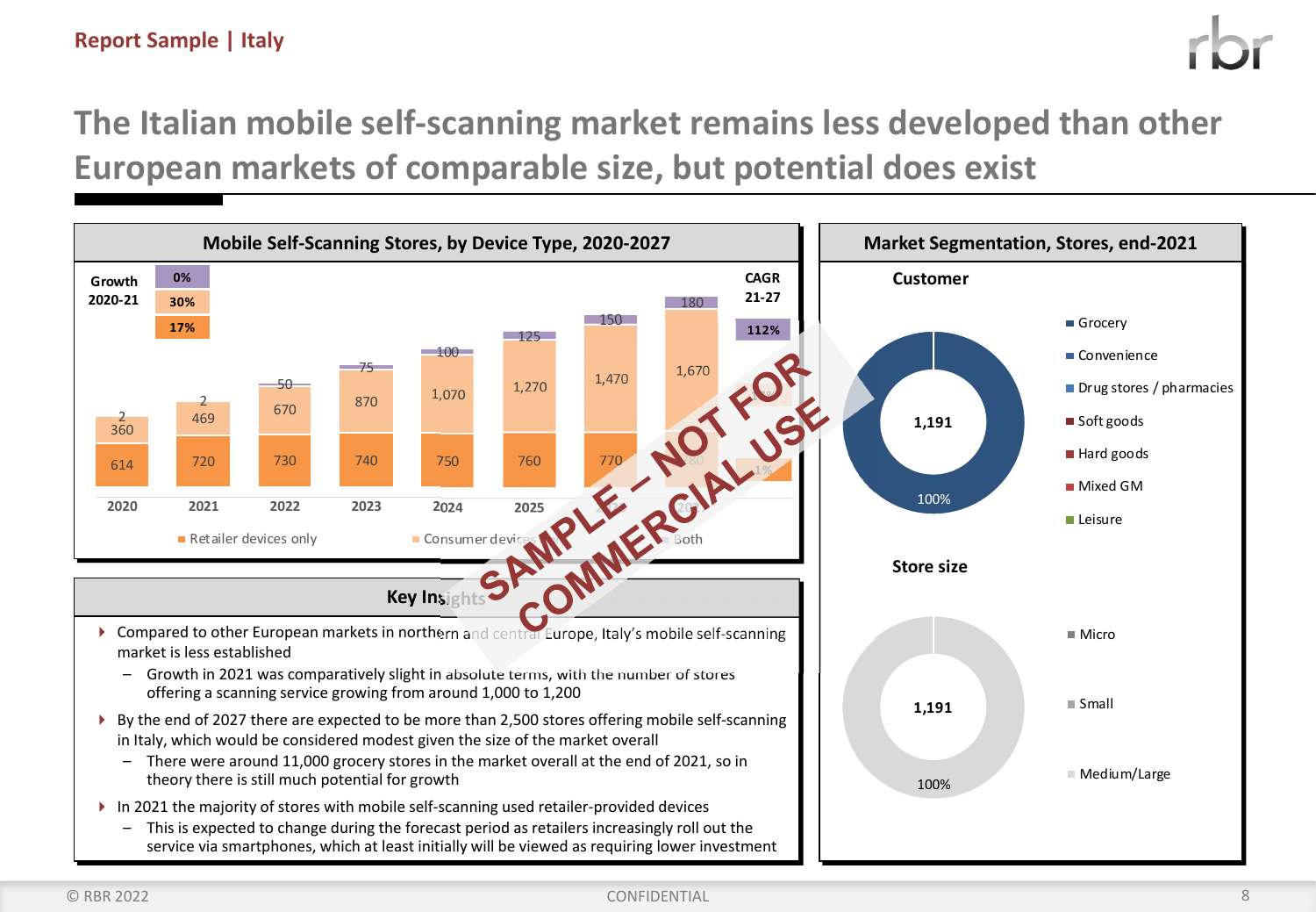Report Sample | Italy

# The Italian mobile self-scanning market remains less developed than other European markets of comparable size, but potential does exist

## Mobile Self-Scanning Stores, by Device Type, 2020-2027

| | 2020 | 2021 | 2022 | 2023 | 2024 | 2025 | 2026 | 2027 |
|---|---|---|---|---|---|---|---|---|
| Retailer devices only | 614 | 720 | 730 | 740 | 750 | 760 | 770 | 780 |
| Consumer devices | 360 | 469 | 670 | 870 | 1,070 | 1,270 | 1,470 | 1,670 |
| Both | 2 | 2 | 50 | 75 | 100 | 125 | 150 | 180 |

| | Growth 2020-21 | CAGR 21-27 |
|---|---|---|
| Both | 0% | 112% |
| Consumer devices | 30% | |
| Retailer devices only | 17% | 1% |

SAMPLE – NOT FOR COMMERCIAL USE

## Market Segmentation, Stores, end-2021

**Customer**

1,191 — 100%

- Grocery
- Convenience
- Drug stores / pharmacies
- Soft goods
- Hard goods
- Mixed GM
- Leisure

**Store size**

1,191 — 100%

- Micro
- Small
- Medium/Large

## Key Insights

- Compared to other European markets in northern and central Europe, Italy's mobile self-scanning market is less established
  - Growth in 2021 was comparatively slight in absolute terms, with the number of stores offering a scanning service growing from around 1,000 to 1,200
- By the end of 2027 there are expected to be more than 2,500 stores offering mobile self-scanning in Italy, which would be considered modest given the size of the market overall
  - There were around 11,000 grocery stores in the market overall at the end of 2021, so in theory there is still much potential for growth
- In 2021 the majority of stores with mobile self-scanning used retailer-provided devices
  - This is expected to change during the forecast period as retailers increasingly roll out the service via smartphones, which at least initially will be viewed as requiring lower investment

© RBR 2022 CONFIDENTIAL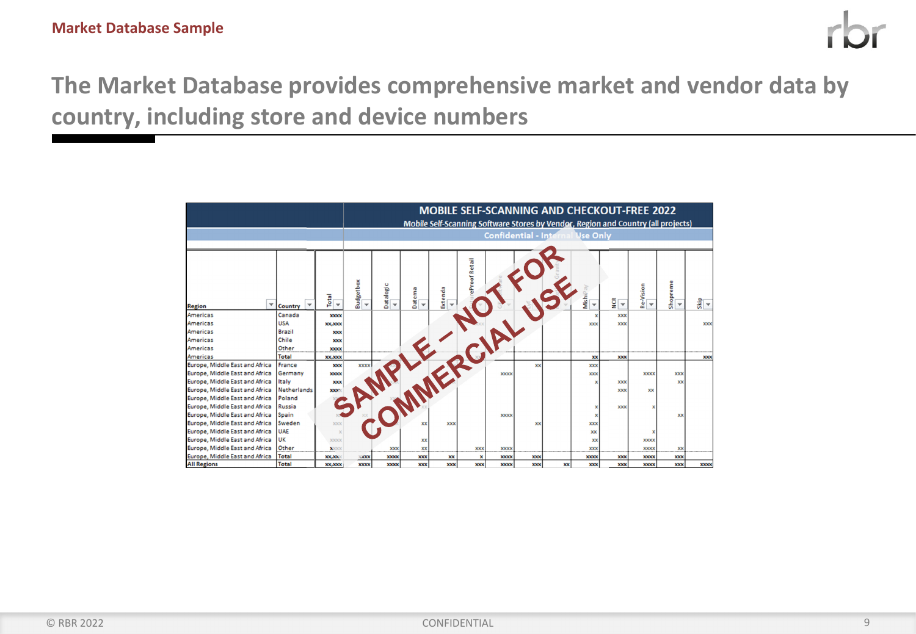Market Database Sample

# The Market Database provides comprehensive market and vendor data by country, including store and device numbers

| | | | MOBILE SELF-SCANNING AND CHECKOUT-FREE 2022 | | | | | | | | | | | | |
|---|---|---|---|---|---|---|---|---|---|---|---|---|---|---|---|
| | | | Mobile Self-Scanning Software Stores by Vendor, Region and Country (all projects) | | | | | | | | | | | | |
| | | | Confidential - Internal Use Only | | | | | | | | | | | | |
| **Region** | **Country** | **Total** | **Budgetbox** | **Datalogic** | **Datema** | **Extenda** | **...eProof Retail** | **G...** | **...** | **Gravit...** | **Mishi...** | **NCR** | **Re-Vision** | **Shopreme** | **Skip** |
| Americas | Canada | xxxx | | | | | | | | | x | xxx | | | |
| Americas | USA | xx,xxx | | | | | | | | | xxx | xxx | | | xxx |
| Americas | Brazil | xxx | | | | | | | | | | | | | |
| Americas | Chile | xxx | | | | | | | | | | | | | |
| Americas | Other | xxxx | | | | | | | | | | | | | |
| Americas | Total | xx,xxx | | | | | | | | | xx | xxx | | | xxx |
| Europe, Middle East and Africa | France | xxx | xxxx | | | | | | xx | | xxx | | | | |
| Europe, Middle East and Africa | Germany | xxxx | | | | | | xxxx | | | xxx | | xxxx | xxx | |
| Europe, Middle East and Africa | Italy | xxx | | | | | | | | | x | xxx | | xx | |
| Europe, Middle East and Africa | Netherlands | xxxx | | | | | | | | | | xxx | xx | | |
| Europe, Middle East and Africa | Poland | | | | | | | | | | | | | | |
| Europe, Middle East and Africa | Russia | | | | | | | | | | x | xxx | x | | |
| Europe, Middle East and Africa | Spain | | | | | | | xxxx | | | x | | | xx | |
| Europe, Middle East and Africa | Sweden | xxx | | | xx | xxx | | | xx | | xxx | | | | |
| Europe, Middle East and Africa | UAE | x | | | | | | | | | xx | | x | | |
| Europe, Middle East and Africa | UK | xxxx | | | xx | | | | | | xx | | xxxx | | |
| Europe, Middle East and Africa | Other | xxxx | | xxx | xx | | xxx | xxxx | | | xxx | | xxxx | xx | |
| Europe, Middle East and Africa | Total | xx,xxx | xxxx | xxxx | xxx | xx | x | xxxx | xxx | | xxxx | xxx | xxxx | xxx | |
| **All Regions** | **Total** | xx,xxx | xxxx | xxxx | xxx | xxx | xxx | xxxx | xxx | xx | xxx | xxx | xxxx | xxx | xxxx |

SAMPLE – NOT FOR COMMERCIAL USE

© RBR 2022 CONFIDENTIAL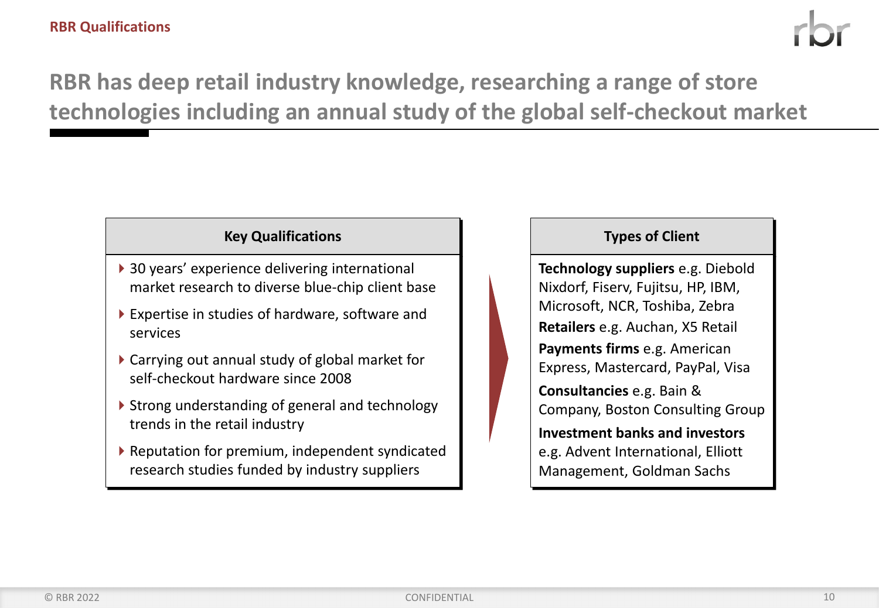RBR Qualifications

# RBR has deep retail industry knowledge, researching a range of store technologies including an annual study of the global self-checkout market

### Key Qualifications

- 30 years' experience delivering international market research to diverse blue-chip client base
- Expertise in studies of hardware, software and services
- Carrying out annual study of global market for self-checkout hardware since 2008
- Strong understanding of general and technology trends in the retail industry
- Reputation for premium, independent syndicated research studies funded by industry suppliers

### Types of Client

**Technology suppliers** e.g. Diebold Nixdorf, Fiserv, Fujitsu, HP, IBM, Microsoft, NCR, Toshiba, Zebra

**Retailers** e.g. Auchan, X5 Retail

**Payments firms** e.g. American Express, Mastercard, PayPal, Visa

**Consultancies** e.g. Bain & Company, Boston Consulting Group

**Investment banks and investors** e.g. Advent International, Elliott Management, Goldman Sachs

© RBR 2022 CONFIDENTIAL